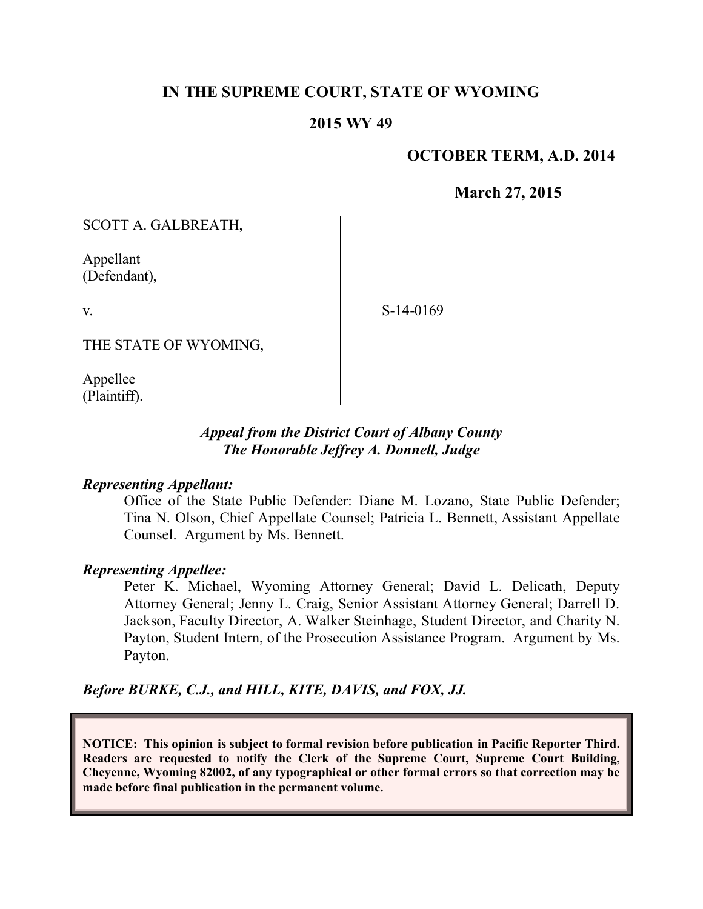**IN THE SUPREME COURT, STATE OF WYOMING**

**2015 WY 49**

**OCTOBER TERM, A.D. 2014**

**March 27, 2015**

SCOTT A. GALBREATH,

Appellant
(Defendant),

v.

THE STATE OF WYOMING,

Appellee
(Plaintiff).

S-14-0169

***Appeal from the District Court of Albany County***
***The Honorable Jeffrey A. Donnell, Judge***

***Representing Appellant:***

Office of the State Public Defender: Diane M. Lozano, State Public Defender; Tina N. Olson, Chief Appellate Counsel; Patricia L. Bennett, Assistant Appellate Counsel. Argument by Ms. Bennett.

***Representing Appellee:***

Peter K. Michael, Wyoming Attorney General; David L. Delicath, Deputy Attorney General; Jenny L. Craig, Senior Assistant Attorney General; Darrell D. Jackson, Faculty Director, A. Walker Steinhage, Student Director, and Charity N. Payton, Student Intern, of the Prosecution Assistance Program. Argument by Ms. Payton.

***Before BURKE, C.J., and HILL, KITE, DAVIS, and FOX, JJ.***

**NOTICE: This opinion is subject to formal revision before publication in Pacific Reporter Third. Readers are requested to notify the Clerk of the Supreme Court, Supreme Court Building, Cheyenne, Wyoming 82002, of any typographical or other formal errors so that correction may be made before final publication in the permanent volume.**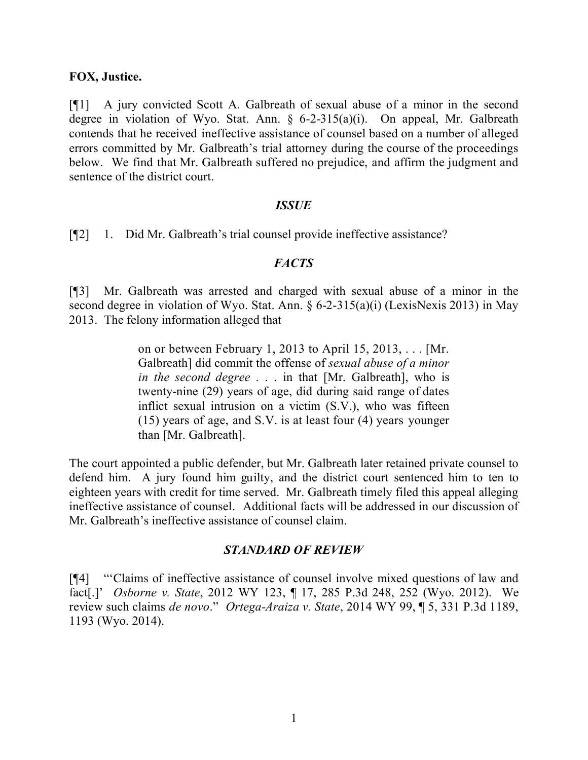**FOX, Justice.**

[¶1] A jury convicted Scott A. Galbreath of sexual abuse of a minor in the second degree in violation of Wyo. Stat. Ann. § 6-2-315(a)(i). On appeal, Mr. Galbreath contends that he received ineffective assistance of counsel based on a number of alleged errors committed by Mr. Galbreath's trial attorney during the course of the proceedings below. We find that Mr. Galbreath suffered no prejudice, and affirm the judgment and sentence of the district court.

## *ISSUE*

[¶2] 1. Did Mr. Galbreath's trial counsel provide ineffective assistance?

## *FACTS*

[¶3] Mr. Galbreath was arrested and charged with sexual abuse of a minor in the second degree in violation of Wyo. Stat. Ann. § 6-2-315(a)(i) (LexisNexis 2013) in May 2013. The felony information alleged that

> on or between February 1, 2013 to April 15, 2013, . . . [Mr. Galbreath] did commit the offense of *sexual abuse of a minor in the second degree* . . . in that [Mr. Galbreath], who is twenty-nine (29) years of age, did during said range of dates inflict sexual intrusion on a victim (S.V.), who was fifteen (15) years of age, and S.V. is at least four (4) years younger than [Mr. Galbreath].

The court appointed a public defender, but Mr. Galbreath later retained private counsel to defend him. A jury found him guilty, and the district court sentenced him to ten to eighteen years with credit for time served. Mr. Galbreath timely filed this appeal alleging ineffective assistance of counsel. Additional facts will be addressed in our discussion of Mr. Galbreath's ineffective assistance of counsel claim.

## *STANDARD OF REVIEW*

[¶4] "'Claims of ineffective assistance of counsel involve mixed questions of law and fact[.]' *Osborne v. State*, 2012 WY 123, ¶ 17, 285 P.3d 248, 252 (Wyo. 2012). We review such claims *de novo*." *Ortega-Araiza v. State*, 2014 WY 99, ¶ 5, 331 P.3d 1189, 1193 (Wyo. 2014).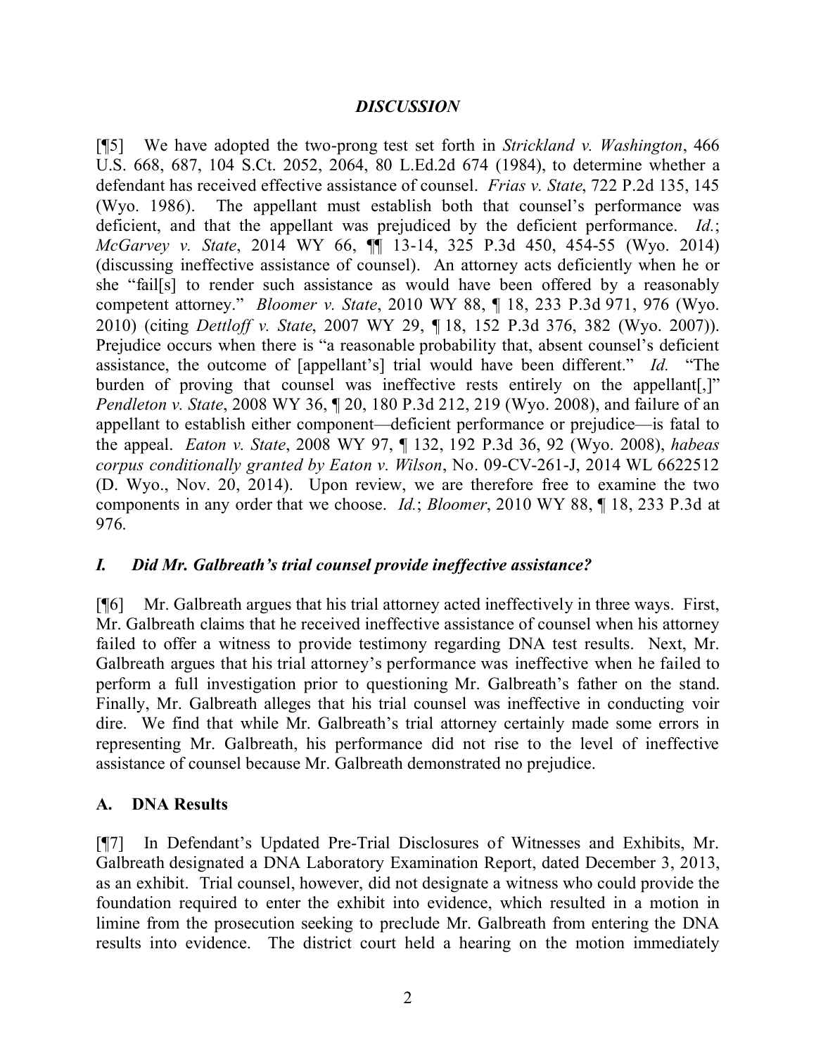## *DISCUSSION*

[¶5] We have adopted the two-prong test set forth in *Strickland v. Washington*, 466 U.S. 668, 687, 104 S.Ct. 2052, 2064, 80 L.Ed.2d 674 (1984), to determine whether a defendant has received effective assistance of counsel. *Frias v. State*, 722 P.2d 135, 145 (Wyo. 1986). The appellant must establish both that counsel's performance was deficient, and that the appellant was prejudiced by the deficient performance. *Id.*; *McGarvey v. State*, 2014 WY 66, ¶¶ 13-14, 325 P.3d 450, 454-55 (Wyo. 2014) (discussing ineffective assistance of counsel). An attorney acts deficiently when he or she "fail[s] to render such assistance as would have been offered by a reasonably competent attorney." *Bloomer v. State*, 2010 WY 88, ¶ 18, 233 P.3d 971, 976 (Wyo. 2010) (citing *Dettloff v. State*, 2007 WY 29, ¶ 18, 152 P.3d 376, 382 (Wyo. 2007)). Prejudice occurs when there is "a reasonable probability that, absent counsel's deficient assistance, the outcome of [appellant's] trial would have been different." *Id.* "The burden of proving that counsel was ineffective rests entirely on the appellant[,]" *Pendleton v. State*, 2008 WY 36, ¶ 20, 180 P.3d 212, 219 (Wyo. 2008), and failure of an appellant to establish either component—deficient performance or prejudice—is fatal to the appeal. *Eaton v. State*, 2008 WY 97, ¶ 132, 192 P.3d 36, 92 (Wyo. 2008), *habeas corpus conditionally granted by Eaton v. Wilson*, No. 09-CV-261-J, 2014 WL 6622512 (D. Wyo., Nov. 20, 2014). Upon review, we are therefore free to examine the two components in any order that we choose. *Id.*; *Bloomer*, 2010 WY 88, ¶ 18, 233 P.3d at 976.

### *I. Did Mr. Galbreath's trial counsel provide ineffective assistance?*

[¶6] Mr. Galbreath argues that his trial attorney acted ineffectively in three ways. First, Mr. Galbreath claims that he received ineffective assistance of counsel when his attorney failed to offer a witness to provide testimony regarding DNA test results. Next, Mr. Galbreath argues that his trial attorney's performance was ineffective when he failed to perform a full investigation prior to questioning Mr. Galbreath's father on the stand. Finally, Mr. Galbreath alleges that his trial counsel was ineffective in conducting voir dire. We find that while Mr. Galbreath's trial attorney certainly made some errors in representing Mr. Galbreath, his performance did not rise to the level of ineffective assistance of counsel because Mr. Galbreath demonstrated no prejudice.

### A. DNA Results

[¶7] In Defendant's Updated Pre-Trial Disclosures of Witnesses and Exhibits, Mr. Galbreath designated a DNA Laboratory Examination Report, dated December 3, 2013, as an exhibit. Trial counsel, however, did not designate a witness who could provide the foundation required to enter the exhibit into evidence, which resulted in a motion in limine from the prosecution seeking to preclude Mr. Galbreath from entering the DNA results into evidence. The district court held a hearing on the motion immediately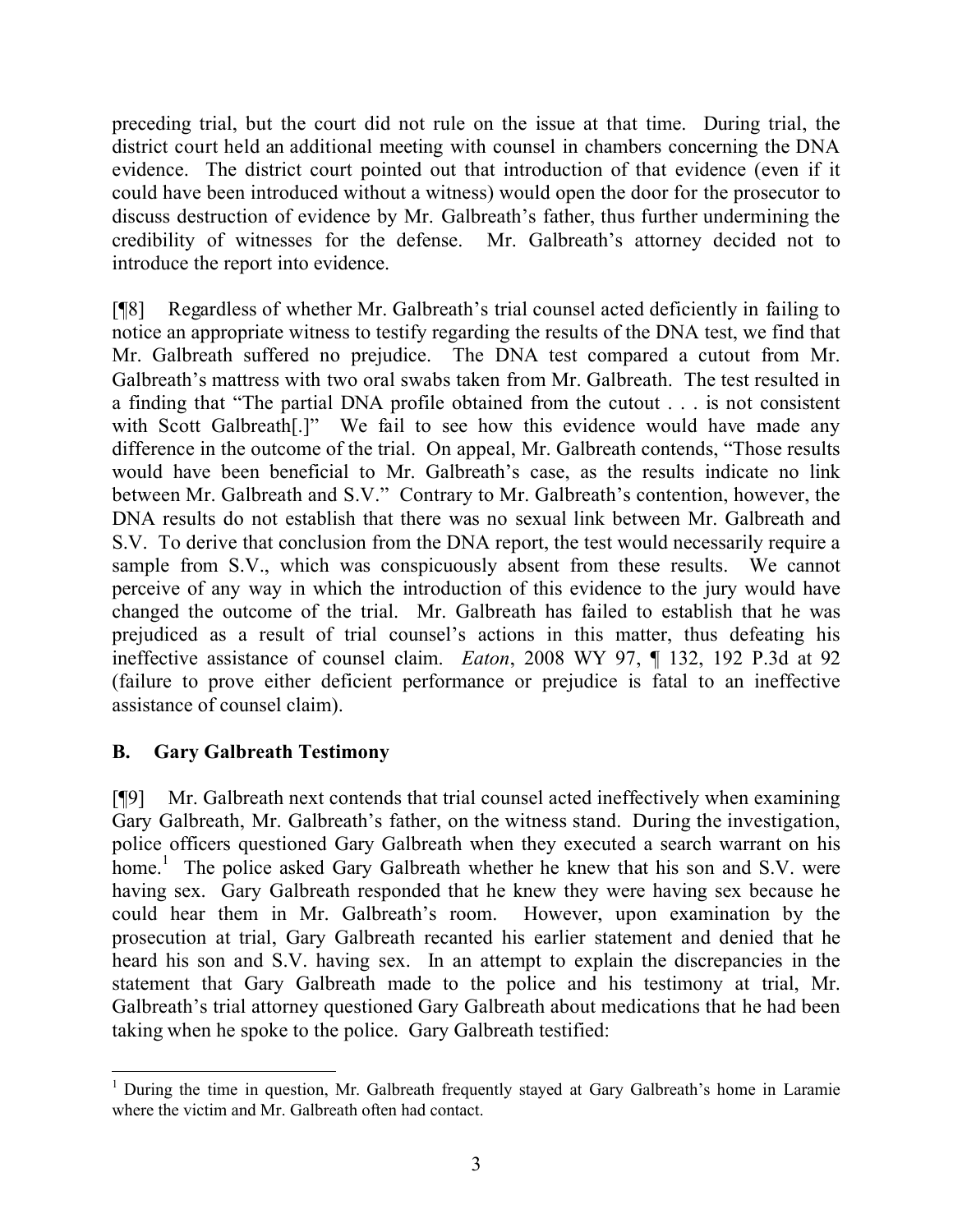preceding trial, but the court did not rule on the issue at that time. During trial, the district court held an additional meeting with counsel in chambers concerning the DNA evidence. The district court pointed out that introduction of that evidence (even if it could have been introduced without a witness) would open the door for the prosecutor to discuss destruction of evidence by Mr. Galbreath's father, thus further undermining the credibility of witnesses for the defense. Mr. Galbreath's attorney decided not to introduce the report into evidence.

[¶8] Regardless of whether Mr. Galbreath's trial counsel acted deficiently in failing to notice an appropriate witness to testify regarding the results of the DNA test, we find that Mr. Galbreath suffered no prejudice. The DNA test compared a cutout from Mr. Galbreath's mattress with two oral swabs taken from Mr. Galbreath. The test resulted in a finding that "The partial DNA profile obtained from the cutout . . . is not consistent with Scott Galbreath[.]" We fail to see how this evidence would have made any difference in the outcome of the trial. On appeal, Mr. Galbreath contends, "Those results would have been beneficial to Mr. Galbreath's case, as the results indicate no link between Mr. Galbreath and S.V." Contrary to Mr. Galbreath's contention, however, the DNA results do not establish that there was no sexual link between Mr. Galbreath and S.V. To derive that conclusion from the DNA report, the test would necessarily require a sample from S.V., which was conspicuously absent from these results. We cannot perceive of any way in which the introduction of this evidence to the jury would have changed the outcome of the trial. Mr. Galbreath has failed to establish that he was prejudiced as a result of trial counsel's actions in this matter, thus defeating his ineffective assistance of counsel claim. *Eaton*, 2008 WY 97, ¶ 132, 192 P.3d at 92 (failure to prove either deficient performance or prejudice is fatal to an ineffective assistance of counsel claim).

## B. Gary Galbreath Testimony

[¶9] Mr. Galbreath next contends that trial counsel acted ineffectively when examining Gary Galbreath, Mr. Galbreath's father, on the witness stand. During the investigation, police officers questioned Gary Galbreath when they executed a search warrant on his home.[1] The police asked Gary Galbreath whether he knew that his son and S.V. were having sex. Gary Galbreath responded that he knew they were having sex because he could hear them in Mr. Galbreath's room. However, upon examination by the prosecution at trial, Gary Galbreath recanted his earlier statement and denied that he heard his son and S.V. having sex. In an attempt to explain the discrepancies in the statement that Gary Galbreath made to the police and his testimony at trial, Mr. Galbreath's trial attorney questioned Gary Galbreath about medications that he had been taking when he spoke to the police. Gary Galbreath testified:

[1] During the time in question, Mr. Galbreath frequently stayed at Gary Galbreath's home in Laramie where the victim and Mr. Galbreath often had contact.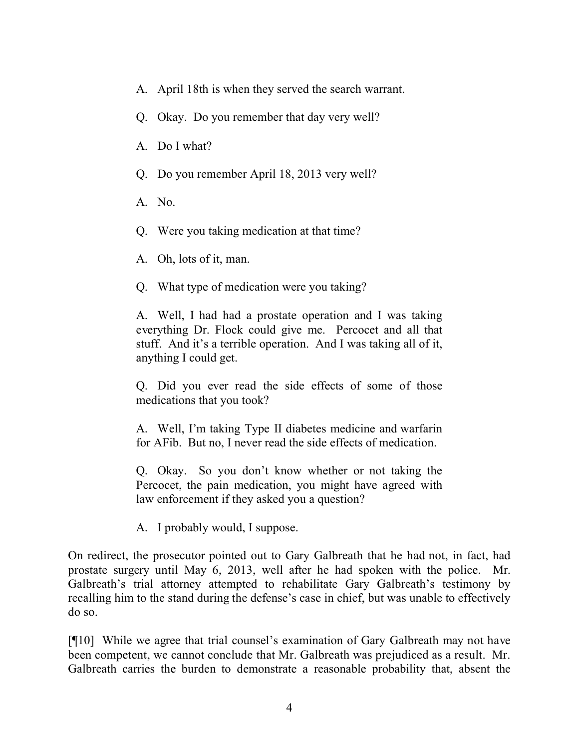> A. April 18th is when they served the search warrant.
>
> Q. Okay. Do you remember that day very well?
>
> A. Do I what?
>
> Q. Do you remember April 18, 2013 very well?
>
> A. No.
>
> Q. Were you taking medication at that time?
>
> A. Oh, lots of it, man.
>
> Q. What type of medication were you taking?
>
> A. Well, I had had a prostate operation and I was taking everything Dr. Flock could give me. Percocet and all that stuff. And it's a terrible operation. And I was taking all of it, anything I could get.
>
> Q. Did you ever read the side effects of some of those medications that you took?
>
> A. Well, I'm taking Type II diabetes medicine and warfarin for AFib. But no, I never read the side effects of medication.
>
> Q. Okay. So you don't know whether or not taking the Percocet, the pain medication, you might have agreed with law enforcement if they asked you a question?
>
> A. I probably would, I suppose.

On redirect, the prosecutor pointed out to Gary Galbreath that he had not, in fact, had prostate surgery until May 6, 2013, well after he had spoken with the police. Mr. Galbreath's trial attorney attempted to rehabilitate Gary Galbreath's testimony by recalling him to the stand during the defense's case in chief, but was unable to effectively do so.

[¶10] While we agree that trial counsel's examination of Gary Galbreath may not have been competent, we cannot conclude that Mr. Galbreath was prejudiced as a result. Mr. Galbreath carries the burden to demonstrate a reasonable probability that, absent the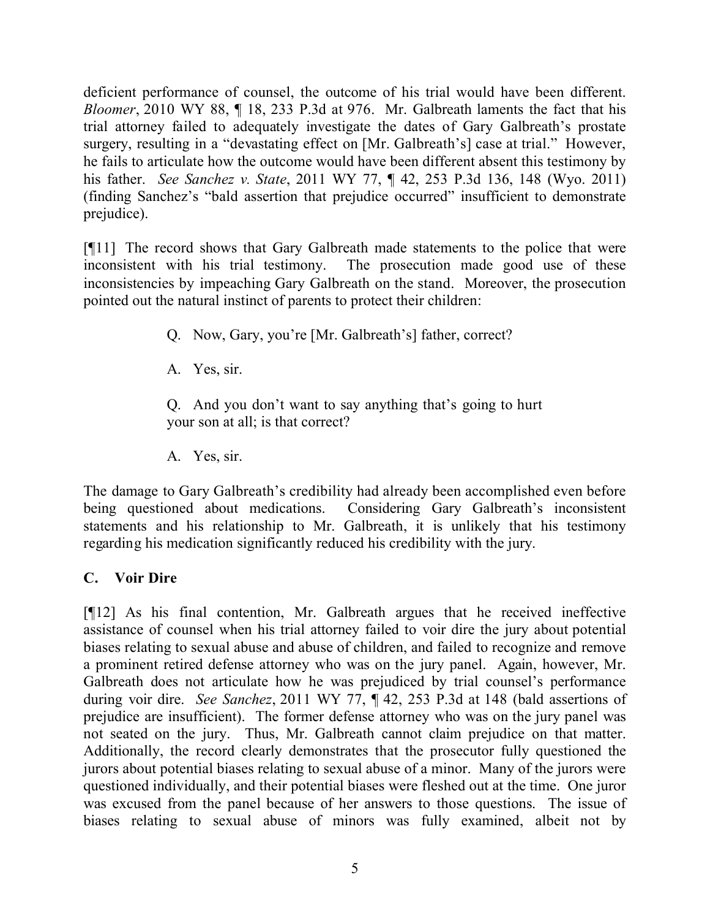deficient performance of counsel, the outcome of his trial would have been different. *Bloomer*, 2010 WY 88, ¶ 18, 233 P.3d at 976. Mr. Galbreath laments the fact that his trial attorney failed to adequately investigate the dates of Gary Galbreath's prostate surgery, resulting in a "devastating effect on [Mr. Galbreath's] case at trial." However, he fails to articulate how the outcome would have been different absent this testimony by his father. *See Sanchez v. State*, 2011 WY 77, ¶ 42, 253 P.3d 136, 148 (Wyo. 2011) (finding Sanchez's "bald assertion that prejudice occurred" insufficient to demonstrate prejudice).

[¶11] The record shows that Gary Galbreath made statements to the police that were inconsistent with his trial testimony. The prosecution made good use of these inconsistencies by impeaching Gary Galbreath on the stand. Moreover, the prosecution pointed out the natural instinct of parents to protect their children:

> Q. Now, Gary, you're [Mr. Galbreath's] father, correct?
>
> A. Yes, sir.
>
> Q. And you don't want to say anything that's going to hurt your son at all; is that correct?
>
> A. Yes, sir.

The damage to Gary Galbreath's credibility had already been accomplished even before being questioned about medications. Considering Gary Galbreath's inconsistent statements and his relationship to Mr. Galbreath, it is unlikely that his testimony regarding his medication significantly reduced his credibility with the jury.

## C. Voir Dire

[¶12] As his final contention, Mr. Galbreath argues that he received ineffective assistance of counsel when his trial attorney failed to voir dire the jury about potential biases relating to sexual abuse and abuse of children, and failed to recognize and remove a prominent retired defense attorney who was on the jury panel. Again, however, Mr. Galbreath does not articulate how he was prejudiced by trial counsel's performance during voir dire. *See Sanchez*, 2011 WY 77, ¶ 42, 253 P.3d at 148 (bald assertions of prejudice are insufficient). The former defense attorney who was on the jury panel was not seated on the jury. Thus, Mr. Galbreath cannot claim prejudice on that matter. Additionally, the record clearly demonstrates that the prosecutor fully questioned the jurors about potential biases relating to sexual abuse of a minor. Many of the jurors were questioned individually, and their potential biases were fleshed out at the time. One juror was excused from the panel because of her answers to those questions. The issue of biases relating to sexual abuse of minors was fully examined, albeit not by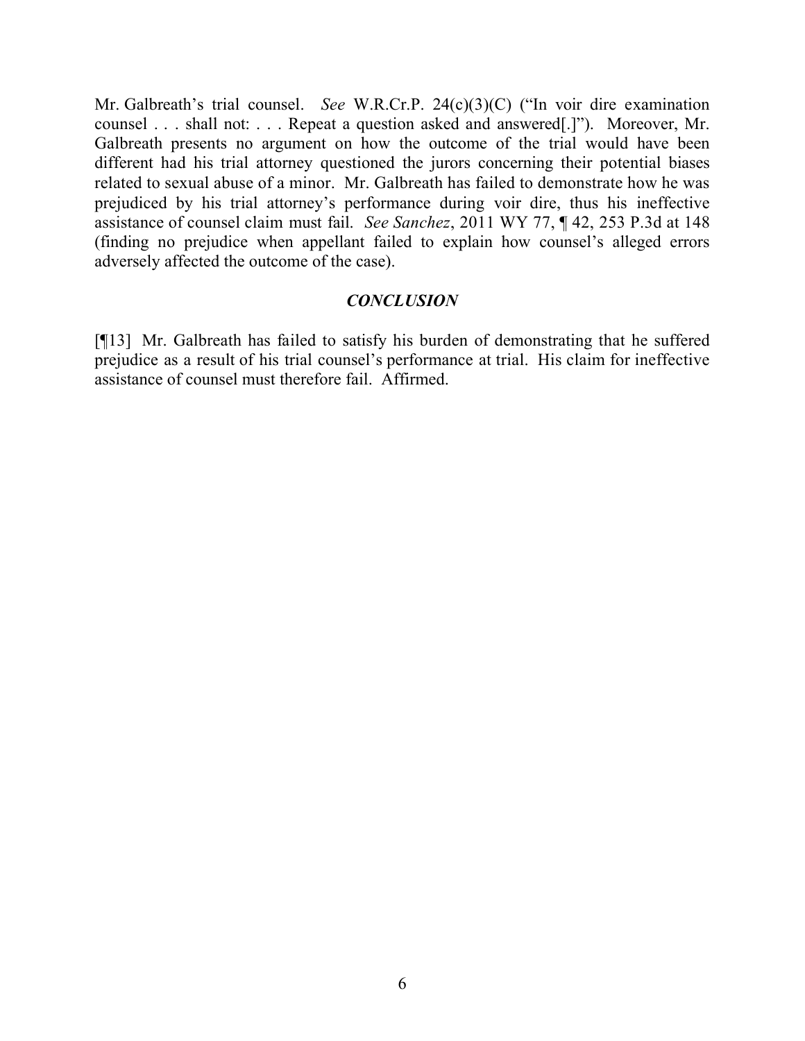Mr. Galbreath's trial counsel. *See* W.R.Cr.P. 24(c)(3)(C) ("In voir dire examination counsel . . . shall not: . . . Repeat a question asked and answered[.]"). Moreover, Mr. Galbreath presents no argument on how the outcome of the trial would have been different had his trial attorney questioned the jurors concerning their potential biases related to sexual abuse of a minor. Mr. Galbreath has failed to demonstrate how he was prejudiced by his trial attorney's performance during voir dire, thus his ineffective assistance of counsel claim must fail. *See Sanchez*, 2011 WY 77, ¶ 42, 253 P.3d at 148 (finding no prejudice when appellant failed to explain how counsel's alleged errors adversely affected the outcome of the case).

## ***CONCLUSION***

[¶13] Mr. Galbreath has failed to satisfy his burden of demonstrating that he suffered prejudice as a result of his trial counsel's performance at trial. His claim for ineffective assistance of counsel must therefore fail. Affirmed.